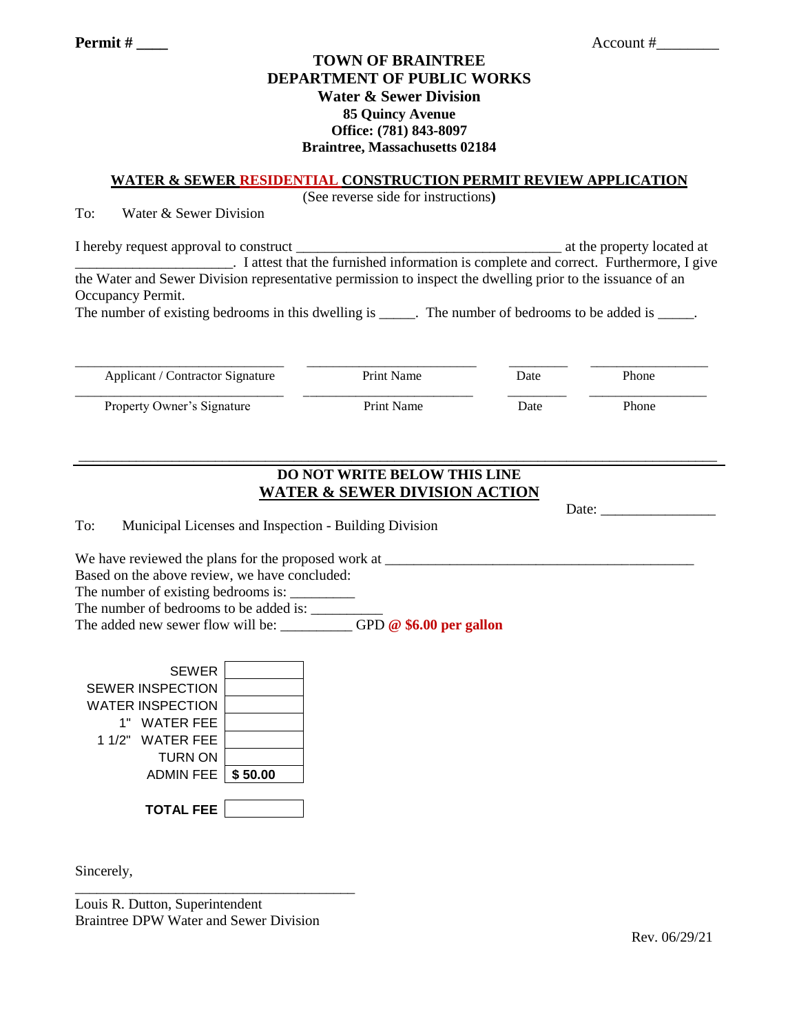**Permit # ____** Account #________

**TOWN OF BRAINTREE**
**DEPARTMENT OF PUBLIC WORKS**
**Water & Sewer Division**
**85 Quincy Avenue**
**Office: (781) 843-8097**
**Braintree, Massachusetts 02184**

## WATER & SEWER RESIDENTIAL CONSTRUCTION PERMIT REVIEW APPLICATION

(See reverse side for instructions)

To: Water & Sewer Division

I hereby request approval to construct _____________________________________ at the property located at ______________________. I attest that the furnished information is complete and correct. Furthermore, I give the Water and Sewer Division representative permission to inspect the dwelling prior to the issuance of an Occupancy Permit.

The number of existing bedrooms in this dwelling is _____. The number of bedrooms to be added is _____.

| | | | |
|---|---|---|---|
| Applicant / Contractor Signature | Print Name | Date | Phone |
| Property Owner's Signature | Print Name | Date | Phone |

---

**DO NOT WRITE BELOW THIS LINE**

## WATER & SEWER DIVISION ACTION

Date: _______________

To: Municipal Licenses and Inspection - Building Division

We have reviewed the plans for the proposed work at ____________________________________________
Based on the above review, we have concluded:
The number of existing bedrooms is: _________
The number of bedrooms to be added is: __________
The added new sewer flow will be: __________ GPD **@ $6.00 per gallon**

| | |
|---|---|
| SEWER | |
| SEWER INSPECTION | |
| WATER INSPECTION | |
| 1" WATER FEE | |
| 1 1/2" WATER FEE | |
| TURN ON | |
| ADMIN FEE | **$ 50.00** |
| **TOTAL FEE** | |

Sincerely,

________________________________________
Louis R. Dutton, Superintendent
Braintree DPW Water and Sewer Division

Rev. 06/29/21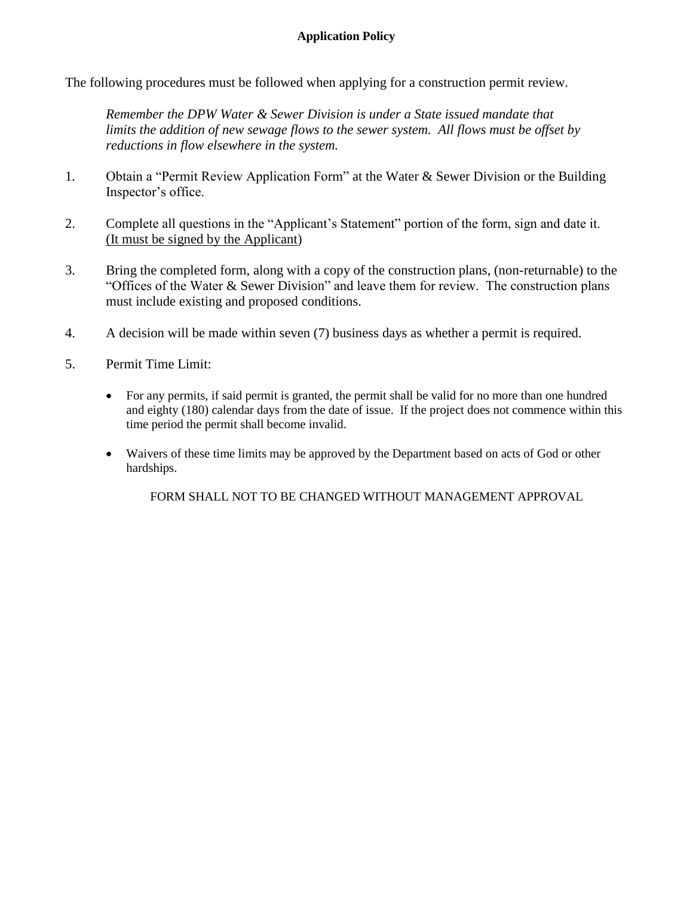**Application Policy**

The following procedures must be followed when applying for a construction permit review.

> *Remember the DPW Water & Sewer Division is under a State issued mandate that limits the addition of new sewage flows to the sewer system. All flows must be offset by reductions in flow elsewhere in the system.*

1. Obtain a "Permit Review Application Form" at the Water & Sewer Division or the Building Inspector's office.

2. Complete all questions in the "Applicant's Statement" portion of the form, sign and date it. <u>(It must be signed by the Applicant</u>)

3. Bring the completed form, along with a copy of the construction plans, (non-returnable) to the "Offices of the Water & Sewer Division" and leave them for review. The construction plans must include existing and proposed conditions.

4. A decision will be made within seven (7) business days as whether a permit is required.

5. Permit Time Limit:

   - For any permits, if said permit is granted, the permit shall be valid for no more than one hundred and eighty (180) calendar days from the date of issue. If the project does not commence within this time period the permit shall become invalid.

   - Waivers of these time limits may be approved by the Department based on acts of God or other hardships.

FORM SHALL NOT TO BE CHANGED WITHOUT MANAGEMENT APPROVAL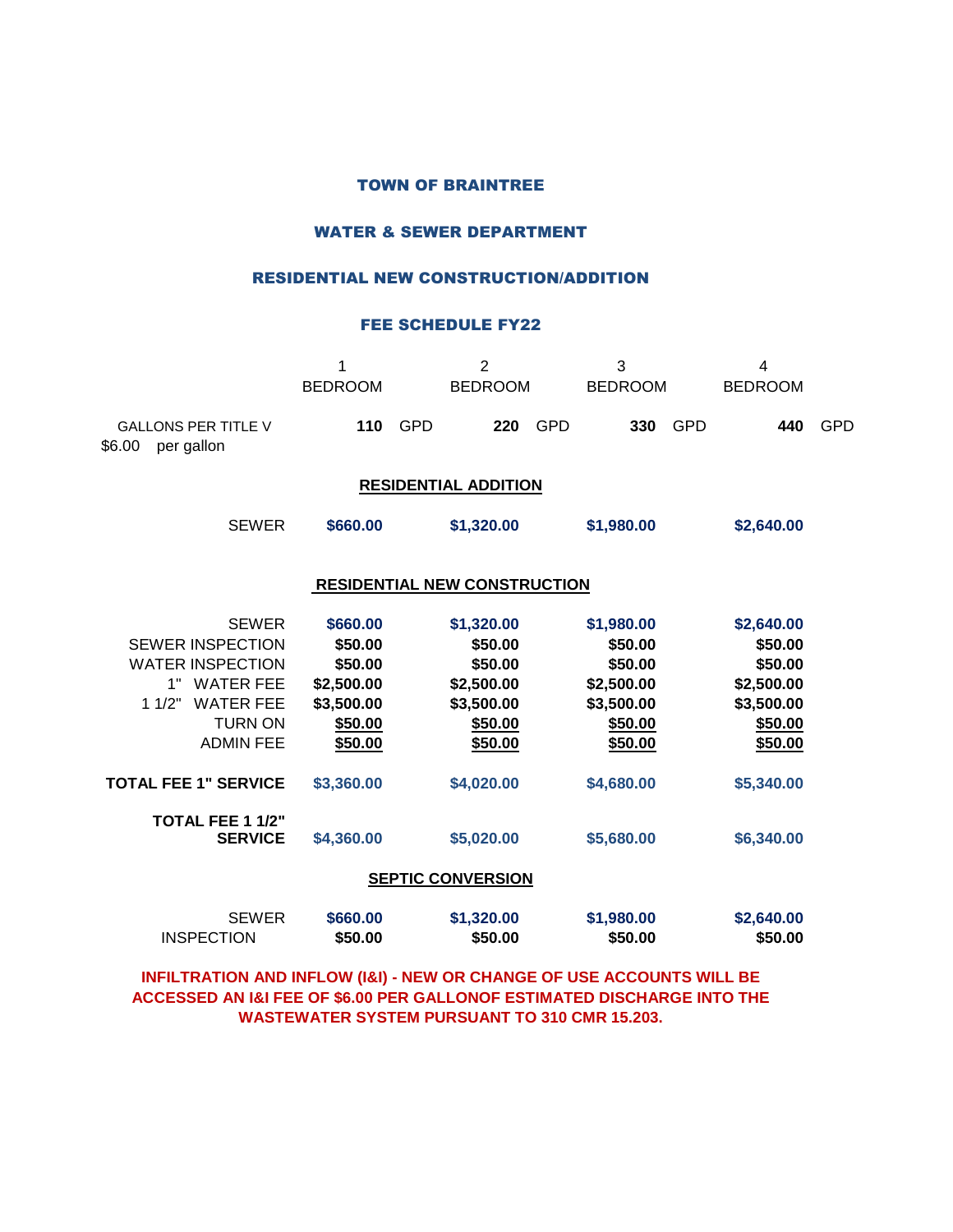# TOWN OF BRAINTREE

## WATER & SEWER DEPARTMENT

## RESIDENTIAL NEW CONSTRUCTION/ADDITION

## FEE SCHEDULE FY22

| | 1 BEDROOM | 2 BEDROOM | 3 BEDROOM | 4 BEDROOM |
|---|---|---|---|---|
| GALLONS PER TITLE V<br>$6.00 per gallon | **110** GPD | **220** GPD | **330** GPD | **440** GPD |

**RESIDENTIAL ADDITION**

| | | | | |
|---|---|---|---|---|
| SEWER | **$660.00** | **$1,320.00** | **$1,980.00** | **$2,640.00** |

**RESIDENTIAL NEW CONSTRUCTION**

| | | | | |
|---|---|---|---|---|
| SEWER | **$660.00** | **$1,320.00** | **$1,980.00** | **$2,640.00** |
| SEWER INSPECTION | **$50.00** | **$50.00** | **$50.00** | **$50.00** |
| WATER INSPECTION | **$50.00** | **$50.00** | **$50.00** | **$50.00** |
| 1" WATER FEE | **$2,500.00** | **$2,500.00** | **$2,500.00** | **$2,500.00** |
| 1 1/2" WATER FEE | **$3,500.00** | **$3,500.00** | **$3,500.00** | **$3,500.00** |
| TURN ON | **$50.00** | **$50.00** | **$50.00** | **$50.00** |
| ADMIN FEE | **$50.00** | **$50.00** | **$50.00** | **$50.00** |
| **TOTAL FEE 1" SERVICE** | **$3,360.00** | **$4,020.00** | **$4,680.00** | **$5,340.00** |
| **TOTAL FEE 1 1/2" SERVICE** | **$4,360.00** | **$5,020.00** | **$5,680.00** | **$6,340.00** |

**SEPTIC CONVERSION**

| | | | | |
|---|---|---|---|---|
| SEWER | **$660.00** | **$1,320.00** | **$1,980.00** | **$2,640.00** |
| INSPECTION | **$50.00** | **$50.00** | **$50.00** | **$50.00** |

**INFILTRATION AND INFLOW (I&I) - NEW OR CHANGE OF USE ACCOUNTS WILL BE ACCESSED AN I&I FEE OF $6.00 PER GALLONOF ESTIMATED DISCHARGE INTO THE WASTEWATER SYSTEM PURSUANT TO 310 CMR 15.203.**